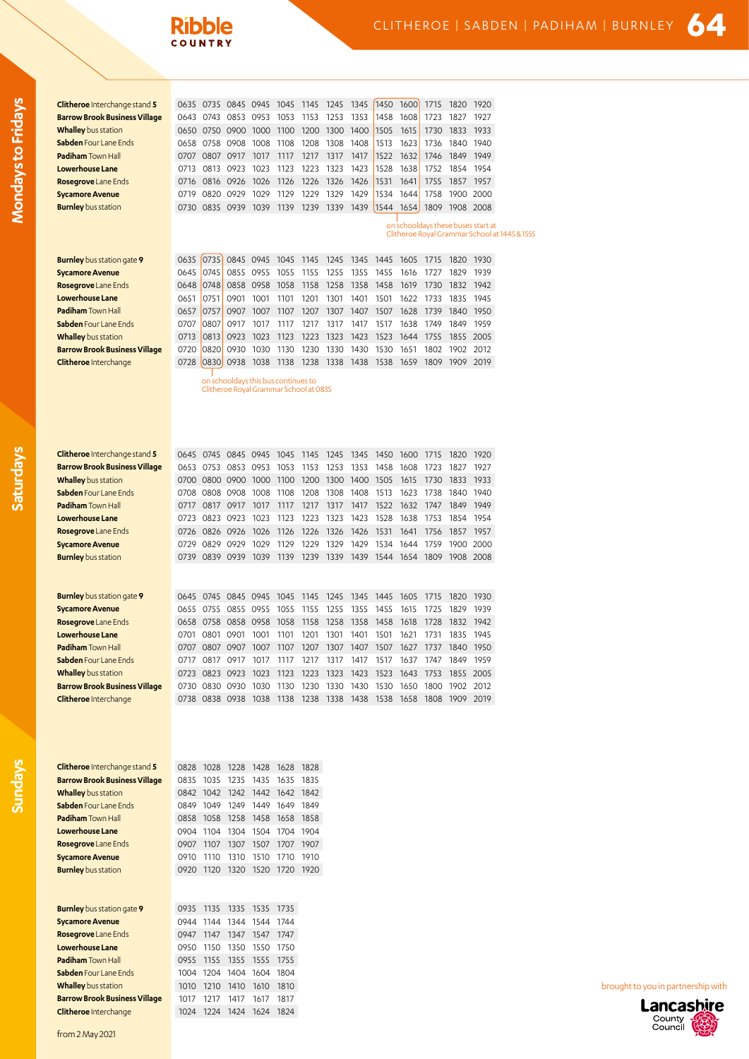# Ribble Country

## 64 Clitheroe | Sabden | Padiham | Burnley

### Mondays to Fridays

| | | | | | | | | | | | | | |
|---|---|---|---|---|---|---|---|---|---|---|---|---|---|
| **Clitheroe** Interchange stand **5** | 0635 | 0735 | 0845 | 0945 | 1045 | 1145 | 1245 | 1345 | 1450 | 1600 | 1715 | 1820 | 1920 |
| **Barrow Brook Business Village** | 0643 | 0743 | 0853 | 0953 | 1053 | 1153 | 1253 | 1353 | 1458 | 1608 | 1723 | 1827 | 1927 |
| **Whalley** bus station | 0650 | 0750 | 0900 | 1000 | 1100 | 1200 | 1300 | 1400 | 1505 | 1615 | 1730 | 1833 | 1933 |
| **Sabden** Four Lane Ends | 0658 | 0758 | 0908 | 1008 | 1108 | 1208 | 1308 | 1408 | 1513 | 1623 | 1736 | 1840 | 1940 |
| **Padiham** Town Hall | 0707 | 0807 | 0917 | 1017 | 1117 | 1217 | 1317 | 1417 | 1522 | 1632 | 1746 | 1849 | 1949 |
| **Lowerhouse Lane** | 0713 | 0813 | 0923 | 1023 | 1123 | 1223 | 1323 | 1423 | 1528 | 1638 | 1752 | 1854 | 1954 |
| **Rosegrove** Lane Ends | 0716 | 0816 | 0926 | 1026 | 1126 | 1226 | 1326 | 1426 | 1531 | 1641 | 1755 | 1857 | 1957 |
| **Sycamore Avenue** | 0719 | 0820 | 0929 | 1029 | 1129 | 1229 | 1329 | 1429 | 1534 | 1644 | 1758 | 1900 | 2000 |
| **Burnley** bus station | 0730 | 0835 | 0939 | 1039 | 1139 | 1239 | 1339 | 1439 | 1544 | 1654 | 1809 | 1908 | 2008 |

on schooldays these buses start at Clitheroe Royal Grammar School at 1445 & 1555 (applies to 1450 and 1600 journeys)

| | | | | | | | | | | | | | |
|---|---|---|---|---|---|---|---|---|---|---|---|---|---|
| **Burnley** bus station gate **9** | 0635 | 0735 | 0845 | 0945 | 1045 | 1145 | 1245 | 1345 | 1445 | 1605 | 1715 | 1820 | 1930 |
| **Sycamore Avenue** | 0645 | 0745 | 0855 | 0955 | 1055 | 1155 | 1255 | 1355 | 1455 | 1616 | 1727 | 1829 | 1939 |
| **Rosegrove** Lane Ends | 0648 | 0748 | 0858 | 0958 | 1058 | 1158 | 1258 | 1358 | 1458 | 1619 | 1730 | 1832 | 1942 |
| **Lowerhouse Lane** | 0651 | 0751 | 0901 | 1001 | 1101 | 1201 | 1301 | 1401 | 1501 | 1622 | 1733 | 1835 | 1945 |
| **Padiham** Town Hall | 0657 | 0757 | 0907 | 1007 | 1107 | 1207 | 1307 | 1407 | 1507 | 1628 | 1739 | 1840 | 1950 |
| **Sabden** Four Lane Ends | 0707 | 0807 | 0917 | 1017 | 1117 | 1217 | 1317 | 1417 | 1517 | 1638 | 1749 | 1849 | 1959 |
| **Whalley** bus station | 0713 | 0813 | 0923 | 1023 | 1123 | 1223 | 1323 | 1423 | 1523 | 1644 | 1755 | 1855 | 2005 |
| **Barrow Brook Business Village** | 0720 | 0820 | 0930 | 1030 | 1130 | 1230 | 1330 | 1430 | 1530 | 1651 | 1802 | 1902 | 2012 |
| **Clitheroe** Interchange | 0728 | 0830 | 0938 | 1038 | 1138 | 1238 | 1338 | 1438 | 1538 | 1659 | 1809 | 1909 | 2019 |

on schooldays this bus continues to Clitheroe Royal Grammar School at 0835 (applies to 0735 journey)

### Saturdays

| | | | | | | | | | | | | | |
|---|---|---|---|---|---|---|---|---|---|---|---|---|---|
| **Clitheroe** Interchange stand **5** | 0645 | 0745 | 0845 | 0945 | 1045 | 1145 | 1245 | 1345 | 1450 | 1600 | 1715 | 1820 | 1920 |
| **Barrow Brook Business Village** | 0653 | 0753 | 0853 | 0953 | 1053 | 1153 | 1253 | 1353 | 1458 | 1608 | 1723 | 1827 | 1927 |
| **Whalley** bus station | 0700 | 0800 | 0900 | 1000 | 1100 | 1200 | 1300 | 1400 | 1505 | 1615 | 1730 | 1833 | 1933 |
| **Sabden** Four Lane Ends | 0708 | 0808 | 0908 | 1008 | 1108 | 1208 | 1308 | 1408 | 1513 | 1623 | 1738 | 1840 | 1940 |
| **Padiham** Town Hall | 0717 | 0817 | 0917 | 1017 | 1117 | 1217 | 1317 | 1417 | 1522 | 1632 | 1747 | 1849 | 1949 |
| **Lowerhouse Lane** | 0723 | 0823 | 0923 | 1023 | 1123 | 1223 | 1323 | 1423 | 1528 | 1638 | 1753 | 1854 | 1954 |
| **Rosegrove** Lane Ends | 0726 | 0826 | 0926 | 1026 | 1126 | 1226 | 1326 | 1426 | 1531 | 1641 | 1756 | 1857 | 1957 |
| **Sycamore Avenue** | 0729 | 0829 | 0929 | 1029 | 1129 | 1229 | 1329 | 1429 | 1534 | 1644 | 1759 | 1900 | 2000 |
| **Burnley** bus station | 0739 | 0839 | 0939 | 1039 | 1139 | 1239 | 1339 | 1439 | 1544 | 1654 | 1809 | 1908 | 2008 |

| | | | | | | | | | | | | | |
|---|---|---|---|---|---|---|---|---|---|---|---|---|---|
| **Burnley** bus station gate **9** | 0645 | 0745 | 0845 | 0945 | 1045 | 1145 | 1245 | 1345 | 1445 | 1605 | 1715 | 1820 | 1930 |
| **Sycamore Avenue** | 0655 | 0755 | 0855 | 0955 | 1055 | 1155 | 1255 | 1355 | 1455 | 1615 | 1725 | 1829 | 1939 |
| **Rosegrove** Lane Ends | 0658 | 0758 | 0858 | 0958 | 1058 | 1158 | 1258 | 1358 | 1458 | 1618 | 1728 | 1832 | 1942 |
| **Lowerhouse Lane** | 0701 | 0801 | 0901 | 1001 | 1101 | 1201 | 1301 | 1401 | 1501 | 1621 | 1731 | 1835 | 1945 |
| **Padiham** Town Hall | 0707 | 0807 | 0907 | 1007 | 1107 | 1207 | 1307 | 1407 | 1507 | 1627 | 1737 | 1840 | 1950 |
| **Sabden** Four Lane Ends | 0717 | 0817 | 0917 | 1017 | 1117 | 1217 | 1317 | 1417 | 1517 | 1637 | 1747 | 1849 | 1959 |
| **Whalley** bus station | 0723 | 0823 | 0923 | 1023 | 1123 | 1223 | 1323 | 1423 | 1523 | 1643 | 1753 | 1855 | 2005 |
| **Barrow Brook Business Village** | 0730 | 0830 | 0930 | 1030 | 1130 | 1230 | 1330 | 1430 | 1530 | 1650 | 1800 | 1902 | 2012 |
| **Clitheroe** Interchange | 0738 | 0838 | 0938 | 1038 | 1138 | 1238 | 1338 | 1438 | 1538 | 1658 | 1808 | 1909 | 2019 |

### Sundays

| | | | | | | |
|---|---|---|---|---|---|---|
| **Clitheroe** Interchange stand **5** | 0828 | 1028 | 1228 | 1428 | 1628 | 1828 |
| **Barrow Brook Business Village** | 0835 | 1035 | 1235 | 1435 | 1635 | 1835 |
| **Whalley** bus station | 0842 | 1042 | 1242 | 1442 | 1642 | 1842 |
| **Sabden** Four Lane Ends | 0849 | 1049 | 1249 | 1449 | 1649 | 1849 |
| **Padiham** Town Hall | 0858 | 1058 | 1258 | 1458 | 1658 | 1858 |
| **Lowerhouse Lane** | 0904 | 1104 | 1304 | 1504 | 1704 | 1904 |
| **Rosegrove** Lane Ends | 0907 | 1107 | 1307 | 1507 | 1707 | 1907 |
| **Sycamore Avenue** | 0910 | 1110 | 1310 | 1510 | 1710 | 1910 |
| **Burnley** bus station | 0920 | 1120 | 1320 | 1520 | 1720 | 1920 |

| | | | | | |
|---|---|---|---|---|---|
| **Burnley** bus station gate **9** | 0935 | 1135 | 1335 | 1535 | 1735 |
| **Sycamore Avenue** | 0944 | 1144 | 1344 | 1544 | 1744 |
| **Rosegrove** Lane Ends | 0947 | 1147 | 1347 | 1547 | 1747 |
| **Lowerhouse Lane** | 0950 | 1150 | 1350 | 1550 | 1750 |
| **Padiham** Town Hall | 0955 | 1155 | 1355 | 1555 | 1755 |
| **Sabden** Four Lane Ends | 1004 | 1204 | 1404 | 1604 | 1804 |
| **Whalley** bus station | 1010 | 1210 | 1410 | 1610 | 1810 |
| **Barrow Brook Business Village** | 1017 | 1217 | 1417 | 1617 | 1817 |
| **Clitheroe** Interchange | 1024 | 1224 | 1424 | 1624 | 1824 |

from 2 May 2021

brought to you in partnership with Lancashire County Council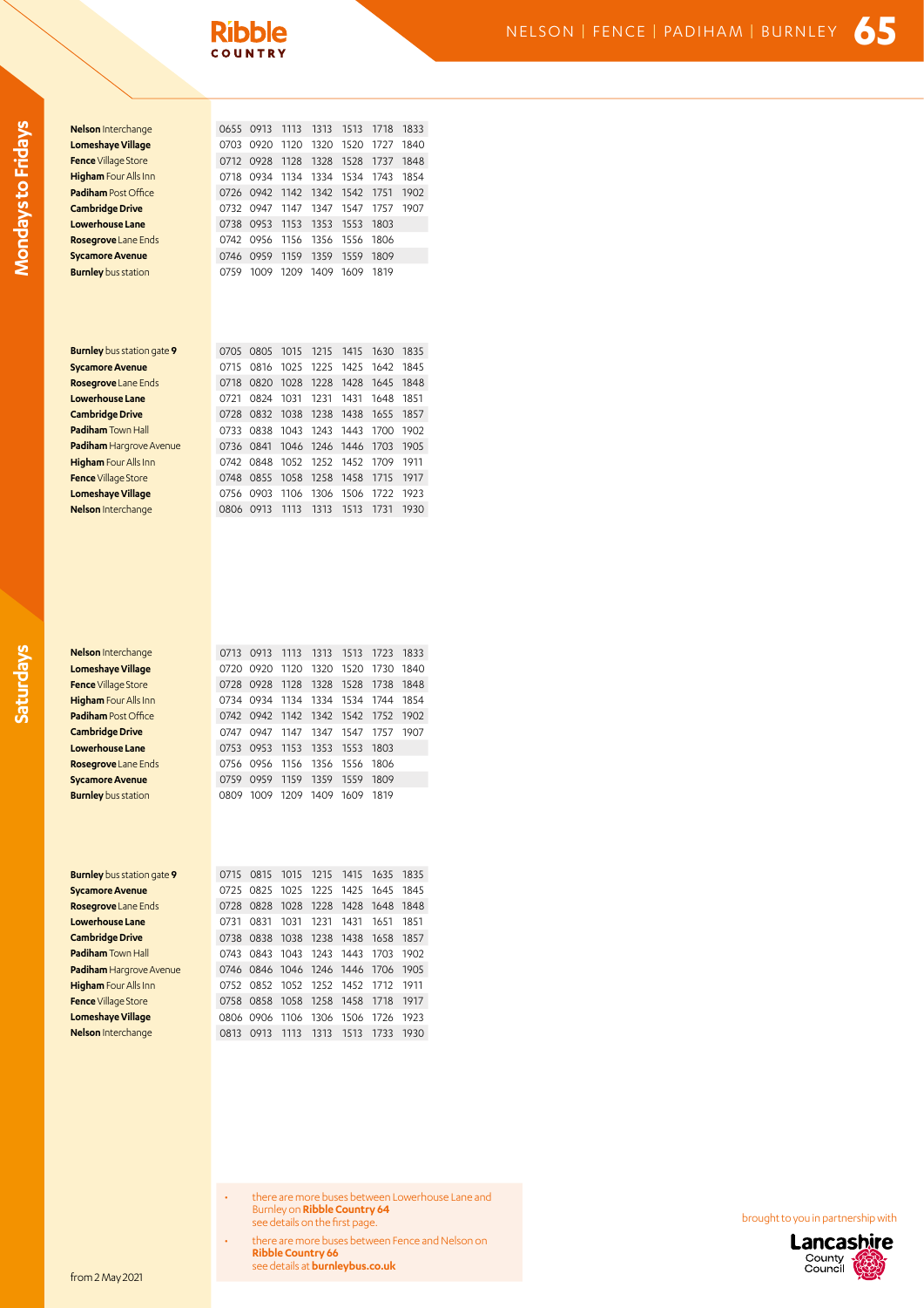# Ribble Country 65: Nelson | Fence | Padiham | Burnley

## Mondays to Fridays

| | | | | | | | |
|---|---|---|---|---|---|---|---|
| **Nelson** Interchange | 0655 | 0913 | 1113 | 1313 | 1513 | 1718 | 1833 |
| **Lomeshaye Village** | 0703 | 0920 | 1120 | 1320 | 1520 | 1727 | 1840 |
| **Fence** Village Store | 0712 | 0928 | 1128 | 1328 | 1528 | 1737 | 1848 |
| **Higham** Four Alls Inn | 0718 | 0934 | 1134 | 1334 | 1534 | 1743 | 1854 |
| **Padiham** Post Office | 0726 | 0942 | 1142 | 1342 | 1542 | 1751 | 1902 |
| **Cambridge Drive** | 0732 | 0947 | 1147 | 1347 | 1547 | 1757 | 1907 |
| **Lowerhouse Lane** | 0738 | 0953 | 1153 | 1353 | 1553 | 1803 | |
| **Rosegrove** Lane Ends | 0742 | 0956 | 1156 | 1356 | 1556 | 1806 | |
| **Sycamore Avenue** | 0746 | 0959 | 1159 | 1359 | 1559 | 1809 | |
| **Burnley** bus station | 0759 | 1009 | 1209 | 1409 | 1609 | 1819 | |

| | | | | | | | |
|---|---|---|---|---|---|---|---|
| **Burnley** bus station gate **9** | 0705 | 0805 | 1015 | 1215 | 1415 | 1630 | 1835 |
| **Sycamore Avenue** | 0715 | 0816 | 1025 | 1225 | 1425 | 1642 | 1845 |
| **Rosegrove** Lane Ends | 0718 | 0820 | 1028 | 1228 | 1428 | 1645 | 1848 |
| **Lowerhouse Lane** | 0721 | 0824 | 1031 | 1231 | 1431 | 1648 | 1851 |
| **Cambridge Drive** | 0728 | 0832 | 1038 | 1238 | 1438 | 1655 | 1857 |
| **Padiham** Town Hall | 0733 | 0838 | 1043 | 1243 | 1443 | 1700 | 1902 |
| **Padiham** Hargrove Avenue | 0736 | 0841 | 1046 | 1246 | 1446 | 1703 | 1905 |
| **Higham** Four Alls Inn | 0742 | 0848 | 1052 | 1252 | 1452 | 1709 | 1911 |
| **Fence** Village Store | 0748 | 0855 | 1058 | 1258 | 1458 | 1715 | 1917 |
| **Lomeshaye Village** | 0756 | 0903 | 1106 | 1306 | 1506 | 1722 | 1923 |
| **Nelson** Interchange | 0806 | 0913 | 1113 | 1313 | 1513 | 1731 | 1930 |

## Saturdays

| | | | | | | | |
|---|---|---|---|---|---|---|---|
| **Nelson** Interchange | 0713 | 0913 | 1113 | 1313 | 1513 | 1723 | 1833 |
| **Lomeshaye Village** | 0720 | 0920 | 1120 | 1320 | 1520 | 1730 | 1840 |
| **Fence** Village Store | 0728 | 0928 | 1128 | 1328 | 1528 | 1738 | 1848 |
| **Higham** Four Alls Inn | 0734 | 0934 | 1134 | 1334 | 1534 | 1744 | 1854 |
| **Padiham** Post Office | 0742 | 0942 | 1142 | 1342 | 1542 | 1752 | 1902 |
| **Cambridge Drive** | 0747 | 0947 | 1147 | 1347 | 1547 | 1757 | 1907 |
| **Lowerhouse Lane** | 0753 | 0953 | 1153 | 1353 | 1553 | 1803 | |
| **Rosegrove** Lane Ends | 0756 | 0956 | 1156 | 1356 | 1556 | 1806 | |
| **Sycamore Avenue** | 0759 | 0959 | 1159 | 1359 | 1559 | 1809 | |
| **Burnley** bus station | 0809 | 1009 | 1209 | 1409 | 1609 | 1819 | |

| | | | | | | | |
|---|---|---|---|---|---|---|---|
| **Burnley** bus station gate **9** | 0715 | 0815 | 1015 | 1215 | 1415 | 1635 | 1835 |
| **Sycamore Avenue** | 0725 | 0825 | 1025 | 1225 | 1425 | 1645 | 1845 |
| **Rosegrove** Lane Ends | 0728 | 0828 | 1028 | 1228 | 1428 | 1648 | 1848 |
| **Lowerhouse Lane** | 0731 | 0831 | 1031 | 1231 | 1431 | 1651 | 1851 |
| **Cambridge Drive** | 0738 | 0838 | 1038 | 1238 | 1438 | 1658 | 1857 |
| **Padiham** Town Hall | 0743 | 0843 | 1043 | 1243 | 1443 | 1703 | 1902 |
| **Padiham** Hargrove Avenue | 0746 | 0846 | 1046 | 1246 | 1446 | 1706 | 1905 |
| **Higham** Four Alls Inn | 0752 | 0852 | 1052 | 1252 | 1452 | 1712 | 1911 |
| **Fence** Village Store | 0758 | 0858 | 1058 | 1258 | 1458 | 1718 | 1917 |
| **Lomeshaye Village** | 0806 | 0906 | 1106 | 1306 | 1506 | 1726 | 1923 |
| **Nelson** Interchange | 0813 | 0913 | 1113 | 1313 | 1513 | 1733 | 1930 |

- there are more buses between Lowerhouse Lane and Burnley on **Ribble Country 64** see details on the first page.
- there are more buses between Fence and Nelson on **Ribble Country 66** see details at **burnleybus.co.uk**

from 2 May 2021

brought to you in partnership with Lancashire County Council